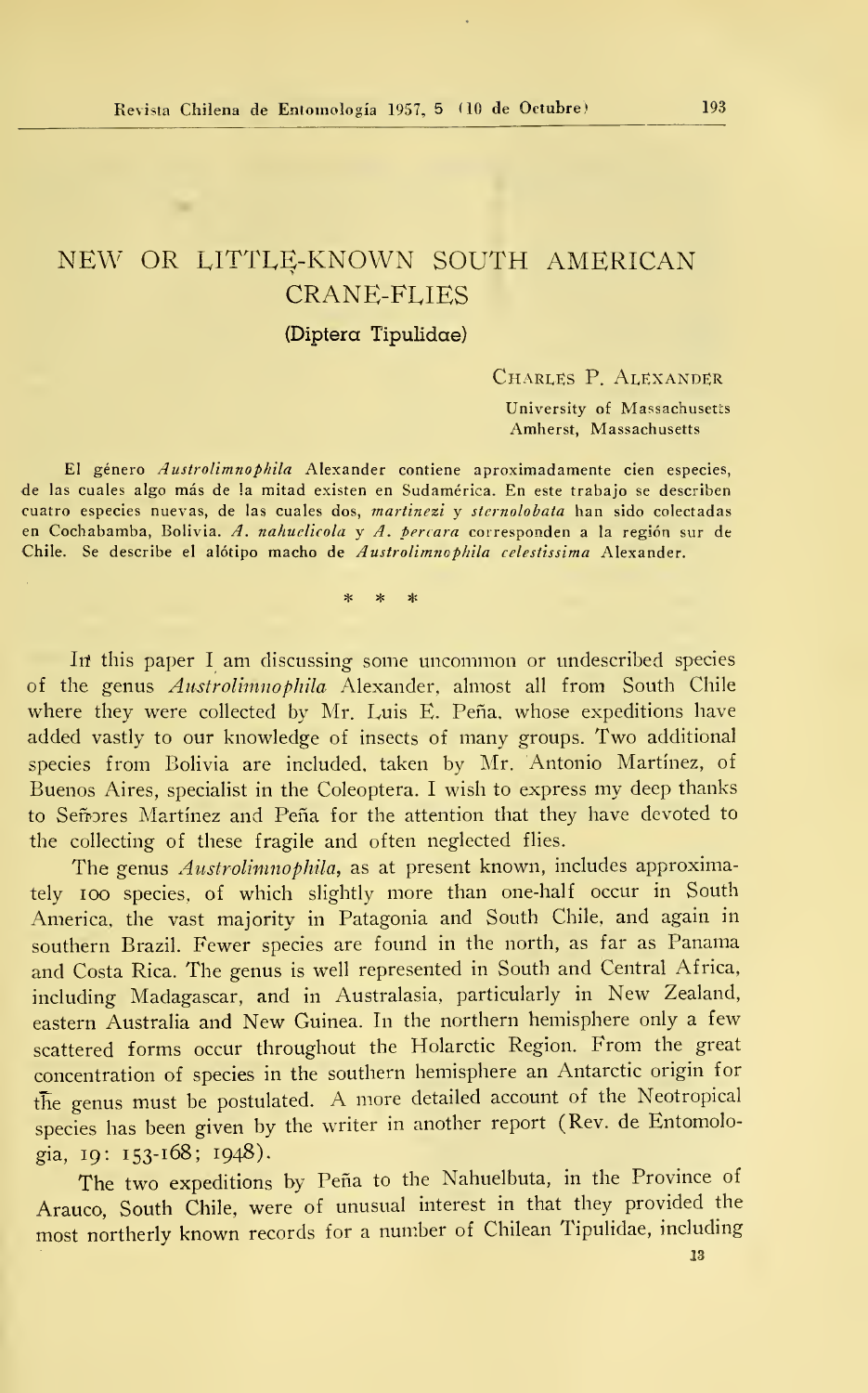# NEW OR LITTLE-KNOWN SOUTH AMERICAN CRANE-FLIES

## (Diptera Tipulidae)

CHARLES P. ALEXANDER

University of Massachusetts
Amherst, Massachusetts

El género *Austrolimnophila* Alexander contiene aproximadamente cien especies, de las cuales algo más de la mitad existen en Sudamérica. En este trabajo se describen cuatro especies nuevas, de las cuales dos, *martinezi* y *sternolobata* han sido colectadas en Cochabamba, Bolivia. *A. nahuelicola* y *A. percara* corresponden a la región sur de Chile. Se describe el alótipo macho de *Austrolimnophila celestissima* Alexander.

\* \* \*

In this paper I am discussing some uncommon or undescribed species of the genus *Austrolimnophila* Alexander, almost all from South Chile where they were collected by Mr. Luis E. Peña, whose expeditions have added vastly to our knowledge of insects of many groups. Two additional species from Bolivia are included, taken by Mr. Antonio Martínez, of Buenos Aires, specialist in the Coleoptera. I wish to express my deep thanks to Señores Martínez and Peña for the attention that they have devoted to the collecting of these fragile and often neglected flies.

The genus *Austrolimnophila*, as at present known, includes approximately 100 species, of which slightly more than one-half occur in South America, the vast majority in Patagonia and South Chile, and again in southern Brazil. Fewer species are found in the north, as far as Panama and Costa Rica. The genus is well represented in South and Central Africa, including Madagascar, and in Australasia, particularly in New Zealand, eastern Australia and New Guinea. In the northern hemisphere only a few scattered forms occur throughout the Holarctic Region. From the great concentration of species in the southern hemisphere an Antarctic origin for the genus must be postulated. A more detailed account of the Neotropical species has been given by the writer in another report (Rev. de Entomologia, 19: 153-168; 1948).

The two expeditions by Peña to the Nahuelbuta, in the Province of Arauco, South Chile, were of unusual interest in that they provided the most northerly known records for a number of Chilean Tipulidae, including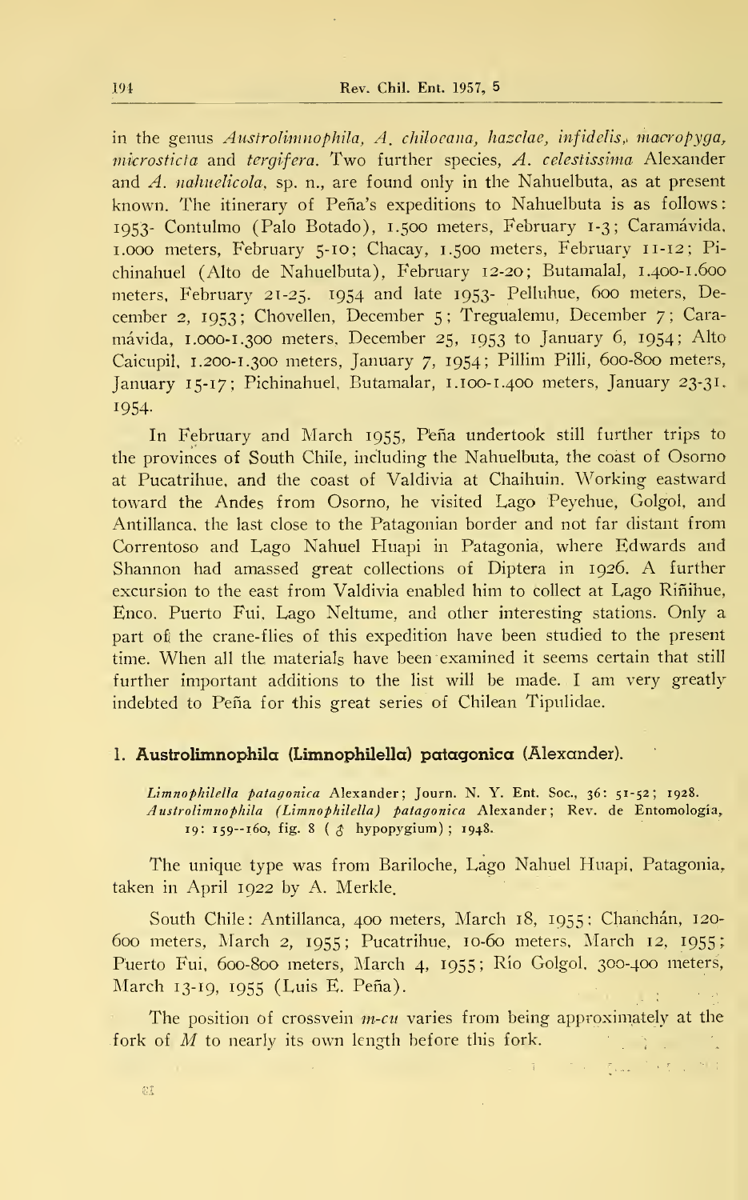in the genus *Austrolimnophila*, *A. chiloeana*, *hazelae*, *infidelis*, *macropyga*, *microsticta* and *tergifera*. Two further species, *A. celestissima* Alexander and *A. nahuelicola*, sp. n., are found only in the Nahuelbuta, as at present known. The itinerary of Peña's expeditions to Nahuelbuta is as follows: 1953- Contulmo (Palo Botado), 1.500 meters, February 1-3; Caramávida, 1.000 meters, February 5-10; Chacay, 1.500 meters, February 11-12; Pichinahuel (Alto de Nahuelbuta), February 12-20; Butamalal, 1.400-1.600 meters, February 21-25. 1954 and late 1953- Pelluhue, 600 meters, December 2, 1953; Chovellen, December 5; Tregualemu, December 7; Caramávida, 1.000-1.300 meters, December 25, 1953 to January 6, 1954; Alto Caicupil, 1.200-1.300 meters, January 7, 1954; Pillim Pilli, 600-800 meters, January 15-17; Pichinahuel, Butamalar, 1.100-1.400 meters, January 23-31, 1954.

In February and March 1955, Peña undertook still further trips to the provinces of South Chile, including the Nahuelbuta, the coast of Osorno at Pucatrihue, and the coast of Valdivia at Chaihuin. Working eastward toward the Andes from Osorno, he visited Lago Peyehue, Golgol, and Antillanca, the last close to the Patagonian border and not far distant from Correntoso and Lago Nahuel Huapi in Patagonia, where Edwards and Shannon had amassed great collections of Diptera in 1926. A further excursion to the east from Valdivia enabled him to collect at Lago Riñihue, Enco. Puerto Fui, Lago Neltume, and other interesting stations. Only a part of the crane-flies of this expedition have been studied to the present time. When all the materials have been examined it seems certain that still further important additions to the list will be made. I am very greatly indebted to Peña for this great series of Chilean Tipulidae.

### 1. Austrolimnophila (Limnophilella) patagonica (Alexander).

*Limnophilella patagonica* Alexander; Journ. N. Y. Ent. Soc., 36: 51-52; 1928.
*Austrolimnophila (Limnophilella) patagonica* Alexander; Rev. de Entomologia, 19: 159--160, fig. 8 (♂ hypopygium); 1948.

The unique type was from Bariloche, Lago Nahuel Huapi, Patagonia, taken in April 1922 by A. Merkle.

South Chile: Antillanca, 400 meters, March 18, 1955; Chanchán, 120-600 meters, March 2, 1955; Pucatrihue, 10-60 meters, March 12, 1955; Puerto Fui, 600-800 meters, March 4, 1955; Río Golgol, 300-400 meters, March 13-19, 1955 (Luis E. Peña).

The position of crossvein *m-cu* varies from being approximately at the fork of *M* to nearly its own length before this fork.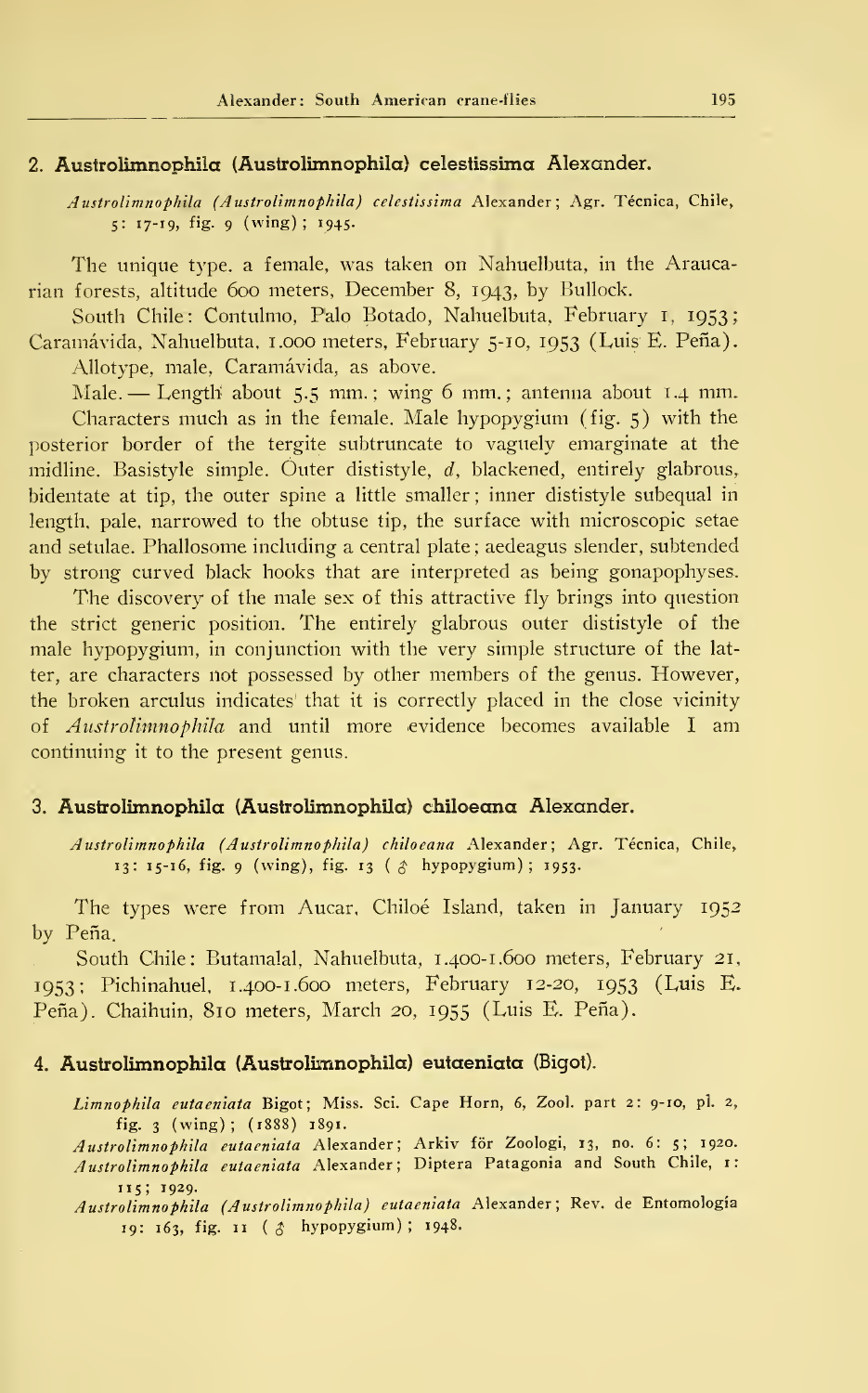### 2. Austrolimnophila (Austrolimnophila) celestissima Alexander.

*Austrolimnophila (Austrolimnophila) celestissima* Alexander; Agr. Técnica, Chile, 5: 17-19, fig. 9 (wing); 1945.

The unique type. a female, was taken on Nahuelbuta, in the Araucarian forests, altitude 600 meters, December 8, 1943, by Bullock.

South Chile: Contulmo, Palo Botado, Nahuelbuta, February 1, 1953; Caramávida, Nahuelbuta, 1.000 meters, February 5-10, 1953 (Luis E. Peña).

Allotype, male, Caramávida, as above.

Male. — Length about 5.5 mm.; wing 6 mm.; antenna about 1.4 mm.

Characters much as in the female. Male hypopygium (fig. 5) with the posterior border of the tergite subtruncate to vaguely emarginate at the midline. Basistyle simple. Outer dististyle, *d*, blackened, entirely glabrous, bidentate at tip, the outer spine a little smaller; inner dististyle subequal in length, pale, narrowed to the obtuse tip, the surface with microscopic setae and setulae. Phallosome including a central plate; aedeagus slender, subtended by strong curved black hooks that are interpreted as being gonapophyses.

The discovery of the male sex of this attractive fly brings into question the strict generic position. The entirely glabrous outer dististyle of the male hypopygium, in conjunction with the very simple structure of the latter, are characters not possessed by other members of the genus. However, the broken arculus indicates that it is correctly placed in the close vicinity of *Austrolimnophila* and until more evidence becomes available I am continuing it to the present genus.

### 3. Austrolimnophila (Austrolimnophila) chiloeana Alexander.

*Austrolimnophila (Austrolimnophila) chiloeana* Alexander; Agr. Técnica, Chile, 13: 15-16, fig. 9 (wing), fig. 13 (♂ hypopygium); 1953.

The types were from Aucar, Chiloé Island, taken in January 1952 by Peña.

South Chile: Butamalal, Nahuelbuta, 1.400-1.600 meters, February 21, 1953; Pichinahuel, 1.400-1.600 meters, February 12-20, 1953 (Luis E. Peña). Chaihuin, 810 meters, March 20, 1955 (Luis E. Peña).

### 4. Austrolimnophila (Austrolimnophila) eutaeniata (Bigot).

*Limnophila eutaeniata* Bigot; Miss. Sci. Cape Horn, 6, Zool. part 2: 9-10, pl. 2, fig. 3 (wing); (1888) 1891.

*Austrolimnophila eutaeniata* Alexander; Arkiv för Zoologi, 13, no. 6: 5; 1920.

*Austrolimnophila eutaeniata* Alexander; Diptera Patagonia and South Chile, 1: 115; 1929.

*Austrolimnophila (Austrolimnophila) eutaeniata* Alexander; Rev. de Entomología 19: 163, fig. 11 (♂ hypopygium); 1948.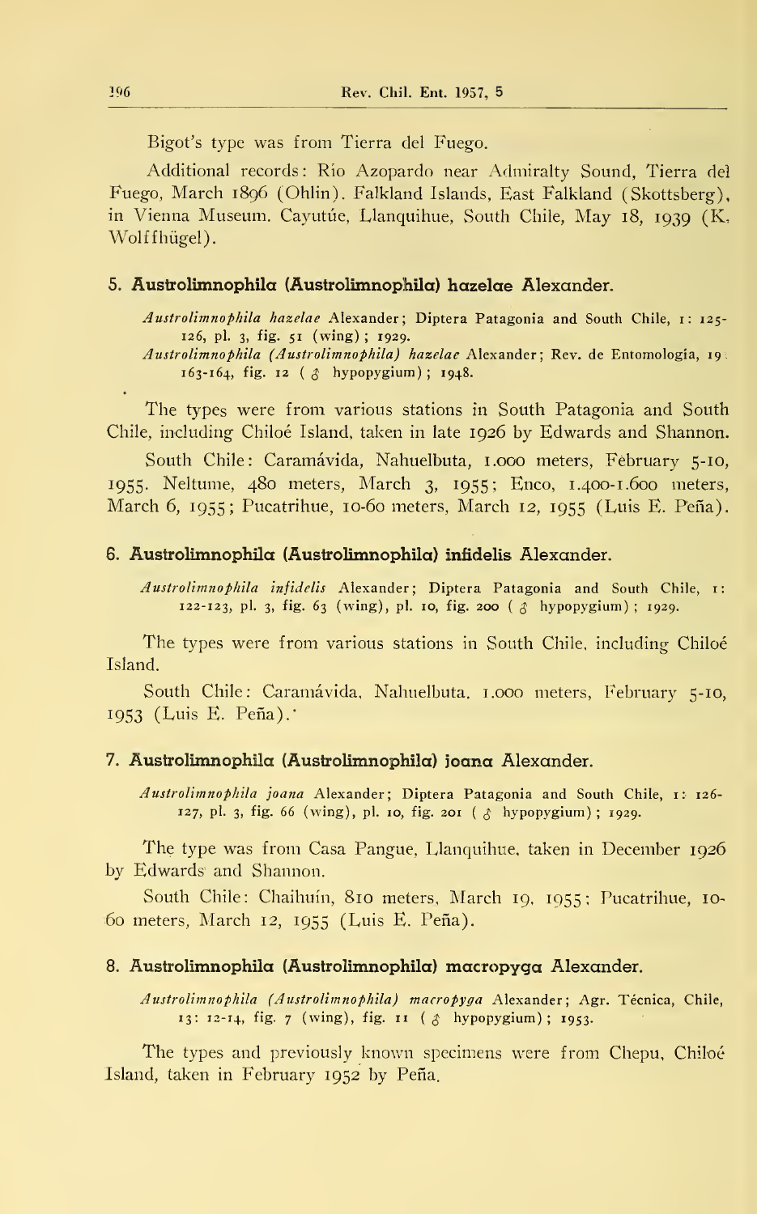Bigot's type was from Tierra del Fuego.

Additional records: Río Azopardo near Admiralty Sound, Tierra del Fuego, March 1896 (Ohlin). Falkland Islands, East Falkland (Skottsberg), in Vienna Museum. Cayutúe, Llanquihue, South Chile, May 18, 1939 (K. Wolffhügel).

### 5. Austrolimnophila (Austrolimnophila) hazelae Alexander.

*Austrolimnophila hazelae* Alexander; Diptera Patagonia and South Chile, 1: 125-126, pl. 3, fig. 51 (wing); 1929.
*Austrolimnophila (Austrolimnophila) hazelae* Alexander; Rev. de Entomología, 19: 163-164, fig. 12 (♂ hypopygium); 1948.

The types were from various stations in South Patagonia and South Chile, including Chiloé Island, taken in late 1926 by Edwards and Shannon.

South Chile: Caramávida, Nahuelbuta, 1.000 meters, February 5-10, 1955. Neltume, 480 meters, March 3, 1955; Enco, 1.400-1.600 meters, March 6, 1955; Pucatrihue, 10-60 meters, March 12, 1955 (Luis E. Peña).

### 6. Austrolimnophila (Austrolimnophila) infidelis Alexander.

*Austrolimnophila infidelis* Alexander; Diptera Patagonia and South Chile, 1: 122-123, pl. 3, fig. 63 (wing), pl. 10, fig. 200 (♂ hypopygium); 1929.

The types were from various stations in South Chile, including Chiloé Island.

South Chile: Caramávida, Nahuelbuta, 1.000 meters, February 5-10, 1953 (Luis E. Peña).

### 7. Austrolimnophila (Austrolimnophila) joana Alexander.

*Austrolimnophila joana* Alexander; Diptera Patagonia and South Chile, 1: 126-127, pl. 3, fig. 66 (wing), pl. 10, fig. 201 (♂ hypopygium); 1929.

The type was from Casa Pangue, Llanquihue, taken in December 1926 by Edwards and Shannon.

South Chile: Chaihuín, 810 meters, March 19, 1955; Pucatrihue, 10-60 meters, March 12, 1955 (Luis E. Peña).

### 8. Austrolimnophila (Austrolimnophila) macropyga Alexander.

*Austrolimnophila (Austrolimnophila) macropyga* Alexander; Agr. Técnica, Chile, 13: 12-14, fig. 7 (wing), fig. 11 (♂ hypopygium); 1953.

The types and previously known specimens were from Chepu, Chiloé Island, taken in February 1952 by Peña.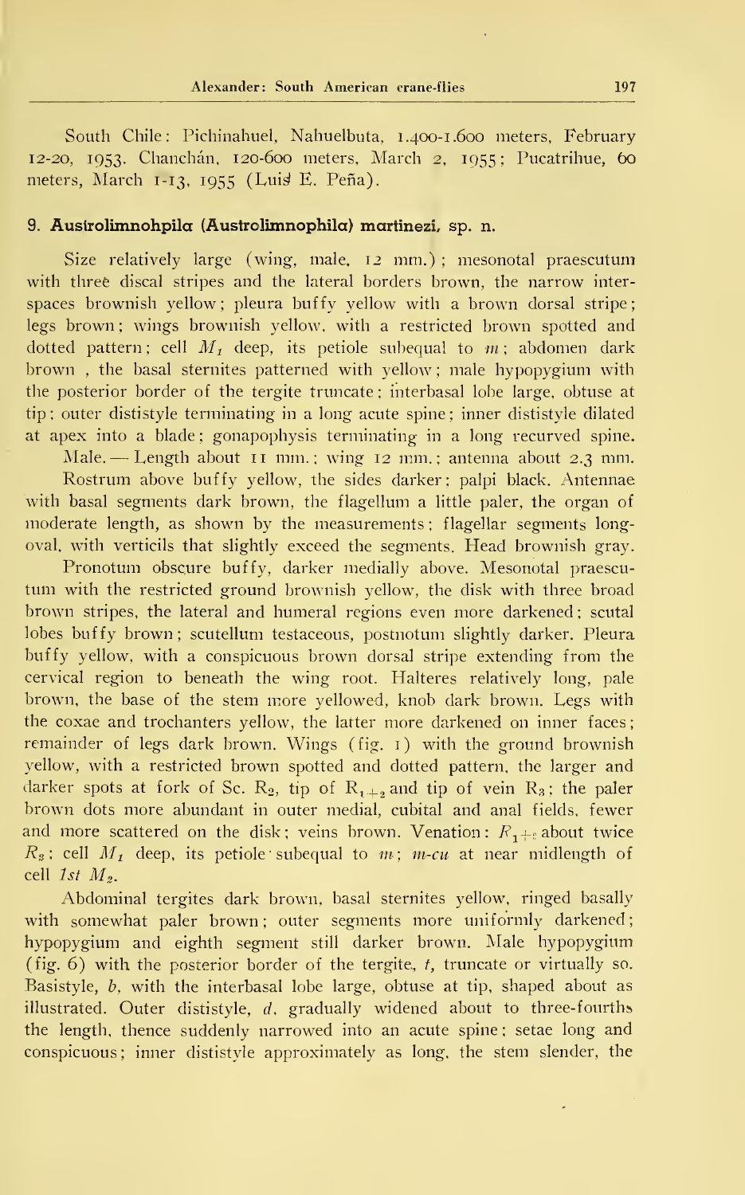South Chile: Pichinahuel, Nahuelbuta, 1.400-1.600 meters, February 12-20, 1953. Chanchán, 120-600 meters, March 2, 1955; Pucatrihue, 60 meters, March 1-13, 1955 (Luis E. Peña).

### 9. Austrolimnohpila (Austrolimnophila) martinezi, sp. n.

Size relatively large (wing, male, 12 mm.); mesonotal praescutum with three discal stripes and the lateral borders brown, the narrow interspaces brownish yellow; pleura buffy yellow with a brown dorsal stripe; legs brown; wings brownish yellow, with a restricted brown spotted and dotted pattern; cell $M_1$ deep, its petiole subequal to *m*; abdomen dark brown, the basal sternites patterned with yellow; male hypopygium with the posterior border of the tergite truncate; interbasal lobe large, obtuse at tip; outer dististyle terminating in a long acute spine; inner dististyle dilated at apex into a blade; gonapophysis terminating in a long recurved spine.

Male. — Length about 11 mm.; wing 12 mm.; antenna about 2.3 mm.

Rostrum above buffy yellow, the sides darker; palpi black. Antennae with basal segments dark brown, the flagellum a little paler, the organ of moderate length, as shown by the measurements; flagellar segments long-oval, with verticils that slightly exceed the segments. Head brownish gray.

Pronotum obscure buffy, darker medially above. Mesonotal praescutum with the restricted ground brownish yellow, the disk with three broad brown stripes, the lateral and humeral regions even more darkened; scutal lobes buffy brown; scutellum testaceous, postnotum slightly darker. Pleura buffy yellow, with a conspicuous brown dorsal stripe extending from the cervical region to beneath the wing root. Halteres relatively long, pale brown, the base of the stem more yellowed, knob dark brown. Legs with the coxae and trochanters yellow, the latter more darkened on inner faces; remainder of legs dark brown. Wings (fig. 1) with the ground brownish yellow, with a restricted brown spotted and dotted pattern, the larger and darker spots at fork of Sc. $R_2$, tip of $R_{1+2}$ and tip of vein $R_3$; the paler brown dots more abundant in outer medial, cubital and anal fields, fewer and more scattered on the disk; veins brown. Venation: $R_{1+2}$ about twice $R_2$; cell $M_1$ deep, its petiole subequal to *m*; *m-cu* at near midlength of cell *1st* $M_2$.

Abdominal tergites dark brown, basal sternites yellow, ringed basally with somewhat paler brown; outer segments more uniformly darkened; hypopygium and eighth segment still darker brown. Male hypopygium (fig. 6) with the posterior border of the tergite, *t*, truncate or virtually so. Basistyle, *b*, with the interbasal lobe large, obtuse at tip, shaped about as illustrated. Outer dististyle, *d*, gradually widened about to three-fourths the length, thence suddenly narrowed into an acute spine; setae long and conspicuous; inner dististyle approximately as long, the stem slender, the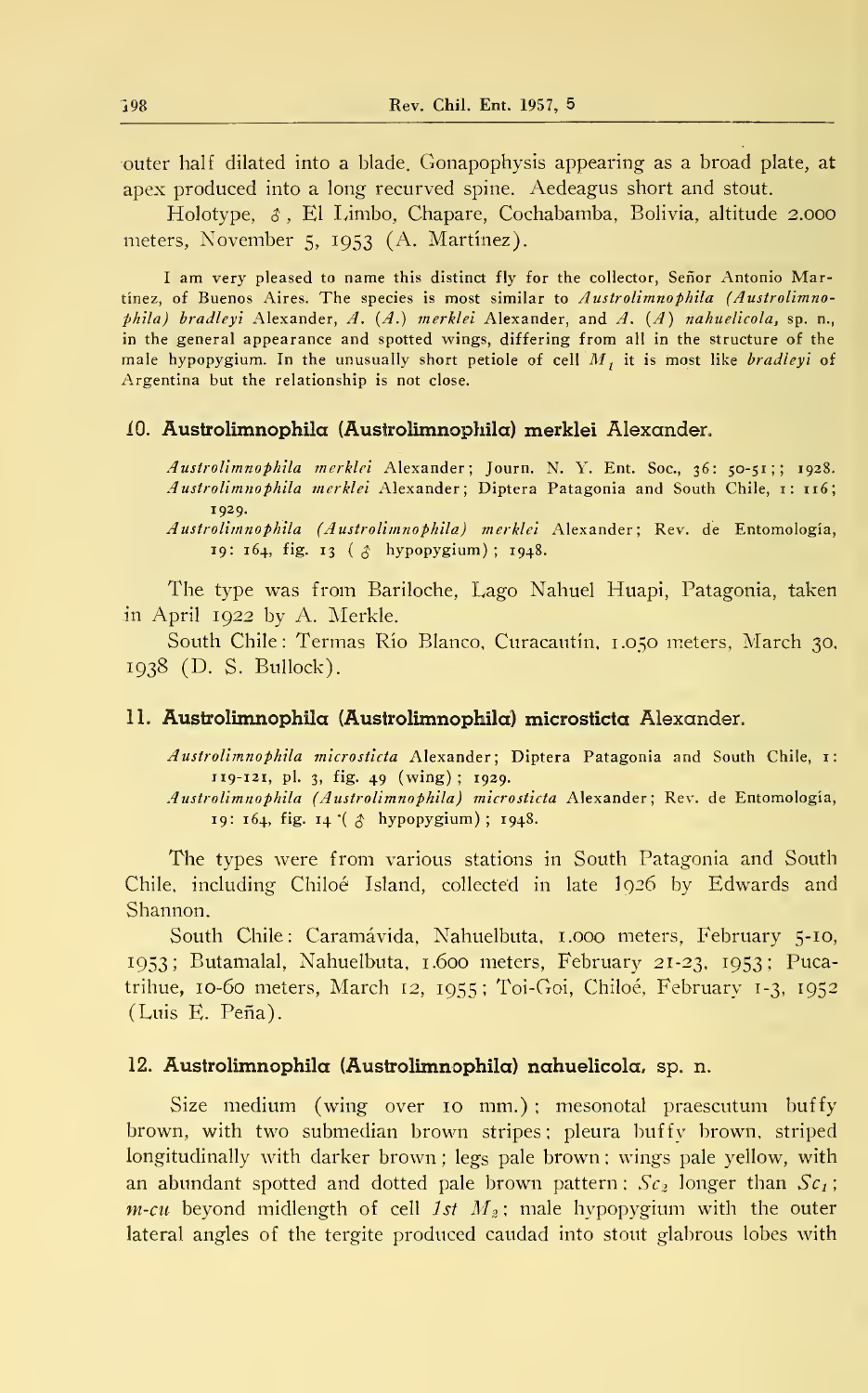outer half dilated into a blade. Gonapophysis appearing as a broad plate, at apex produced into a long recurved spine. Aedeagus short and stout.

Holotype, ♂, El Limbo, Chapare, Cochabamba, Bolivia, altitude 2.000 meters, November 5, 1953 (A. Martínez).

I am very pleased to name this distinct fly for the collector, Señor Antonio Martinez, of Buenos Aires. The species is most similar to *Austrolimnophila (Austrolimnophila) bradleyi* Alexander, *A.* (*A.*) *merklei* Alexander, and *A.* (*A*) *nahuelicola*, sp. n., in the general appearance and spotted wings, differing from all in the structure of the male hypopygium. In the unusually short petiole of cell $M_1$ it is most like *bradleyi* of Argentina but the relationship is not close.

### 10. Austrolimnophila (Austrolimnophila) merklei Alexander.

*Austrolimnophila merklei* Alexander; Journ. N. Y. Ent. Soc., 36: 50-51;; 1928.
*Austrolimnophila merklei* Alexander; Diptera Patagonia and South Chile, 1: 116; 1929.
*Austrolimnophila (Austrolimnophila) merklei* Alexander; Rev. de Entomología, 19: 164, fig. 13 (♂ hypopygium); 1948.

The type was from Bariloche, Lago Nahuel Huapi, Patagonia, taken in April 1922 by A. Merkle.

South Chile: Termas Río Blanco, Curacautín, 1.050 meters, March 30, 1938 (D. S. Bullock).

### 11. Austrolimnophila (Austrolimnophila) microsticta Alexander.

*Austrolimnophila microsticta* Alexander; Diptera Patagonia and South Chile, 1: 119-121, pl. 3, fig. 49 (wing); 1929.
*Austrolimnophila (Austrolimnophila) microsticta* Alexander; Rev. de Entomología, 19: 164, fig. 14 (♂ hypopygium); 1948.

The types were from various stations in South Patagonia and South Chile, including Chiloé Island, collected in late 1926 by Edwards and Shannon.

South Chile: Caramávida, Nahuelbuta, 1.000 meters, February 5-10, 1953; Butamalal, Nahuelbuta, 1.600 meters, February 21-23, 1953; Pucatrihue, 10-60 meters, March 12, 1955; Toi-Goi, Chiloé, February 1-3, 1952 (Luis E. Peña).

### 12. Austrolimnophila (Austrolimnophila) nahuelicola, sp. n.

Size medium (wing over 10 mm.); mesonotal praescutum buffy brown, with two submedian brown stripes; pleura buffy brown, striped longitudinally with darker brown; legs pale brown; wings pale yellow, with an abundant spotted and dotted pale brown pattern; $Sc_2$ longer than $Sc_1$; *m-cu* beyond midlength of cell *1st* $M_2$; male hypopygium with the outer lateral angles of the tergite produced caudad into stout glabrous lobes with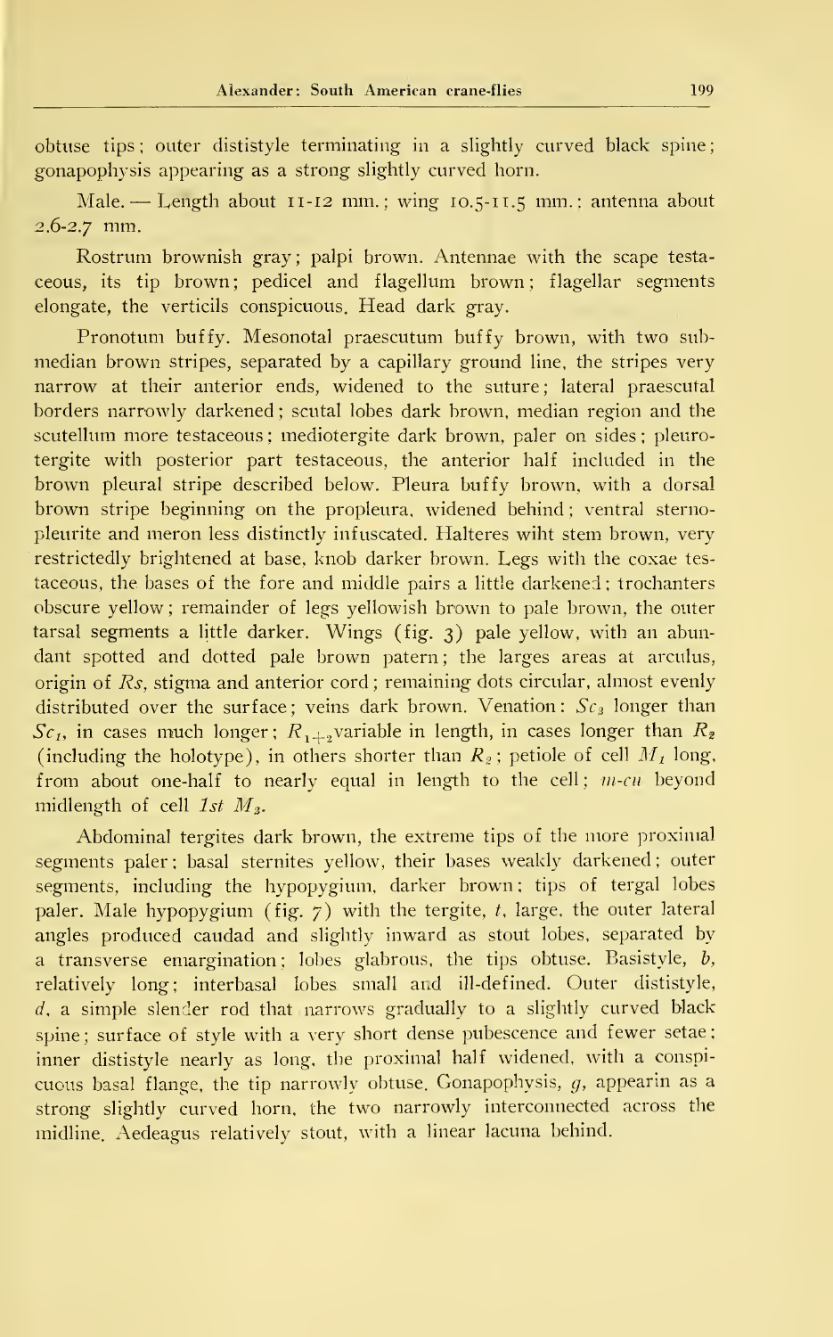obtuse tips; outer dististyle terminating in a slightly curved black spine; gonapophysis appearing as a strong slightly curved horn.

Male. — Length about 11-12 mm.; wing 10.5-11.5 mm.; antenna about 2.6-2.7 mm.

Rostrum brownish gray; palpi brown. Antennae with the scape testaceous, its tip brown; pedicel and flagellum brown; flagellar segments elongate, the verticils conspicuous. Head dark gray.

Pronotum buffy. Mesonotal praescutum buffy brown, with two submedian brown stripes, separated by a capillary ground line, the stripes very narrow at their anterior ends, widened to the suture; lateral praescutal borders narrowly darkened; scutal lobes dark brown, median region and the scutellum more testaceous; mediotergite dark brown, paler on sides; pleurotergite with posterior part testaceous, the anterior half included in the brown pleural stripe described below. Pleura buffy brown, with a dorsal brown stripe beginning on the propleura, widened behind; ventral sternopleurite and meron less distinctly infuscated. Halteres wiht stem brown, very restrictedly brightened at base, knob darker brown. Legs with the coxae testaceous, the bases of the fore and middle pairs a little darkened; trochanters obscure yellow; remainder of legs yellowish brown to pale brown, the outer tarsal segments a little darker. Wings (fig. 3) pale yellow, with an abundant spotted and dotted pale brown patern; the larges areas at arculus, origin of *Rs*, stigma and anterior cord; remaining dots circular, almost evenly distributed over the surface; veins dark brown. Venation: $Sc_2$ longer than $Sc_1$, in cases much longer; $R_{1+2}$ variable in length, in cases longer than $R_2$ (including the holotype), in others shorter than $R_2$; petiole of cell $M_1$ long, from about one-half to nearly equal in length to the cell; *m-cu* beyond midlength of cell *1st* $M_2$.

Abdominal tergites dark brown, the extreme tips of the more proximal segments paler; basal sternites yellow, their bases weakly darkened; outer segments, including the hypopygium, darker brown; tips of tergal lobes paler. Male hypopygium (fig. 7) with the tergite, *t*, large, the outer lateral angles produced caudad and slightly inward as stout lobes, separated by a transverse emargination; lobes glabrous, the tips obtuse. Basistyle, *b*, relatively long; interbasal lobes small and ill-defined. Outer dististyle, *d*, a simple slender rod that narrows gradually to a slightly curved black spine; surface of style with a very short dense pubescence and fewer setae; inner dististyle nearly as long, the proximal half widened, with a conspicuous basal flange, the tip narrowly obtuse. Gonapophysis, *g*, appearin as a strong slightly curved horn, the two narrowly interconnected across the midline. Aedeagus relatively stout, with a linear lacuna behind.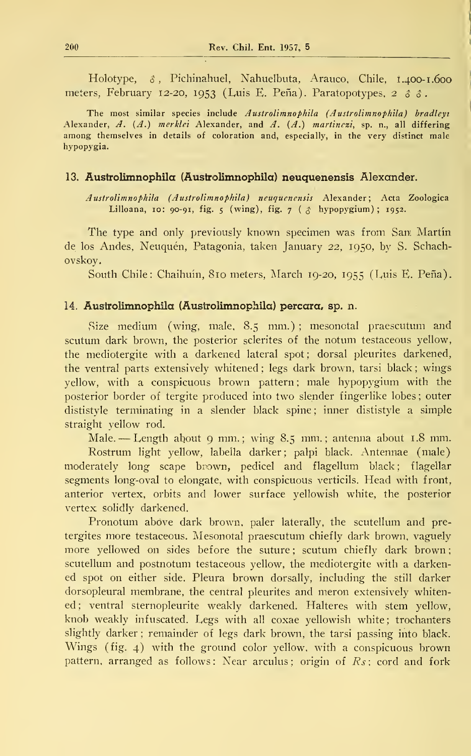Holotype, ♂, Pichinahuel, Nahuelbuta, Arauco, Chile, 1.400-1.600 meters, February 12-20, 1953 (Luis E. Peña). Paratopotypes, 2 ♂♂.

The most similar species include *Austrolimnophila (Austrolimnophila) bradleyi* Alexander, *A. (A.) merklei* Alexander, and *A. (A.) martinezi*, sp. n., all differing among themselves in details of coloration and, especially, in the very distinct male hypopygia.

### 13. Austrolimnophila (Austrolimnophila) neuquenensis Alexander.

*Austrolimnophila (Austrolimnophila) neuquenensis* Alexander; Acta Zoologica Lilloana, 10: 90-91, fig. 5 (wing), fig. 7 (♂ hypopygium); 1952.

The type and only previously known specimen was from San Martín de los Andes, Neuquén, Patagonia, taken January 22, 1950, by S. Schachovskoy.

South Chile: Chaihuín, 810 meters, March 19-20, 1955 (Luis E. Peña).

### 14. Austrolimnophila (Austrolimnophila) percara, sp. n.

Size medium (wing, male, 8.5 mm.); mesonotal praescutum and scutum dark brown, the posterior sclerites of the notum testaceous yellow, the mediotergite with a darkened lateral spot; dorsal pleurites darkened, the ventral parts extensively whitened; legs dark brown, tarsi black; wings yellow, with a conspicuous brown pattern; male hypopygium with the posterior border of tergite produced into two slender fingerlike lobes; outer dististyle terminating in a slender black spine; inner dististyle a simple straight yellow rod.

Male. — Length about 9 mm.; wing 8.5 mm.; antenna about 1.8 mm.

Rostrum light yellow, labella darker; palpi black. Antennae (male) moderately long scape brown, pedicel and flagellum black; flagellar segments long-oval to elongate, with conspicuous verticils. Head with front, anterior vertex, orbits and lower surface yellowish white, the posterior vertex solidly darkened.

Pronotum above dark brown, paler laterally, the scutellum and pretergites more testaceous. Mesonotal praescutum chiefly dark brown, vaguely more yellowed on sides before the suture; scutum chiefly dark brown; scutellum and postnotum testaceous yellow, the mediotergite with a darkened spot on either side. Pleura brown dorsally, including the still darker dorsopleural membrane, the central pleurites and meron extensively whitened; ventral sternopleurite weakly darkened. Halteres with stem yellow, knob weakly infuscated. Legs with all coxae yellowish white; trochanters slightly darker; remainder of legs dark brown, the tarsi passing into black. Wings (fig. 4) with the ground color yellow, with a conspicuous brown pattern, arranged as follows: Near arculus; origin of *Rs*; cord and fork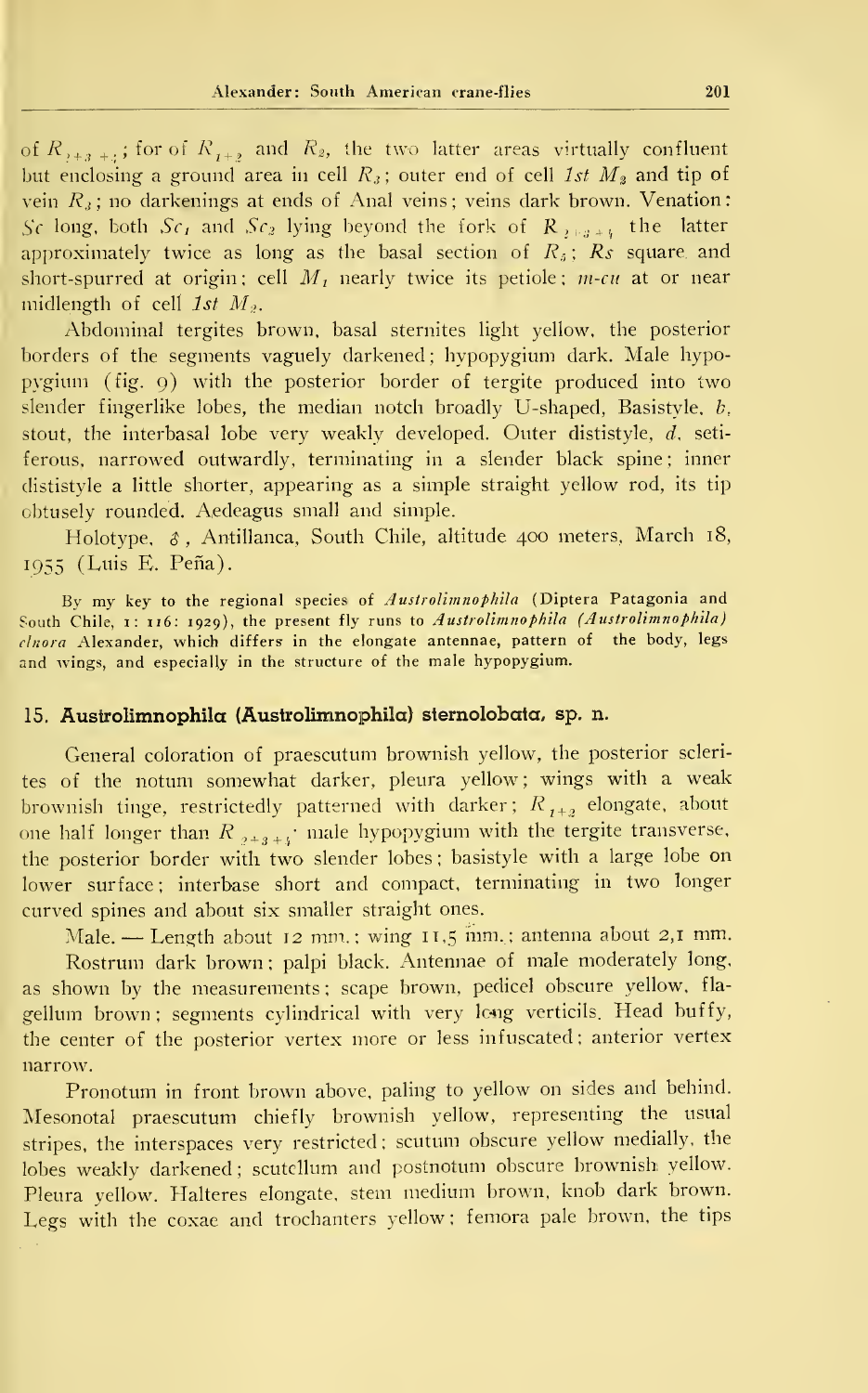of $R_{2+3+4}$; for of $R_{1+2}$ and $R_2$, the two latter areas virtually confluent but enclosing a ground area in cell $R_3$; outer end of cell *1st* $M_2$ and tip of vein $R_3$; no darkenings at ends of Anal veins; veins dark brown. Venation: *Sc* long, both $Sc_1$ and $Sc_2$ lying beyond the fork of $R_{2+3+4}$ the latter approximately twice as long as the basal section of $R_5$; *Rs* square and short-spurred at origin; cell $M_1$ nearly twice its petiole; *m-cu* at or near midlength of cell *1st* $M_2$.

Abdominal tergites brown, basal sternites light yellow, the posterior borders of the segments vaguely darkened; hypopygium dark. Male hypopygium (fig. 9) with the posterior border of tergite produced into two slender fingerlike lobes, the median notch broadly U-shaped, Basistyle, *b*, stout, the interbasal lobe very weakly developed. Outer dististyle, *d*, setiferous, narrowed outwardly, terminating in a slender black spine; inner dististyle a little shorter, appearing as a simple straight yellow rod, its tip obtusely rounded. Aedeagus small and simple.

Holotype, ♂, Antillanca, South Chile, altitude 400 meters, March 18, 1955 (Luis E. Peña).

By my key to the regional species of *Austrolimnophila* (Diptera Patagonia and South Chile, 1: 116: 1929), the present fly runs to *Austrolimnophila (Austrolimnophila) elnora* Alexander, which differs in the elongate antennae, pattern of the body, legs and wings, and especially in the structure of the male hypopygium.

## 15. Austrolimnophila (Austrolimnophila) sternolobata, sp. n.

General coloration of praescutum brownish yellow, the posterior sclerites of the notum somewhat darker, pleura yellow; wings with a weak brownish tinge, restrictedly patterned with darker; $R_{1+2}$ elongate, about one half longer than $R_{2+3+4}$; male hypopygium with the tergite transverse, the posterior border with two slender lobes; basistyle with a large lobe on lower surface; interbase short and compact, terminating in two longer curved spines and about six smaller straight ones.

Male. — Length about 12 mm.; wing 11,5 mm.; antenna about 2,1 mm.

Rostrum dark brown; palpi black. Antennae of male moderately long, as shown by the measurements; scape brown, pedicel obscure yellow, flagellum brown; segments cylindrical with very long verticils. Head buffy, the center of the posterior vertex more or less infuscated; anterior vertex narrow.

Pronotum in front brown above, paling to yellow on sides and behind. Mesonotal praescutum chiefly brownish yellow, representing the usual stripes, the interspaces very restricted; scutum obscure yellow medially, the lobes weakly darkened; scutellum and postnotum obscure brownish yellow. Pleura yellow. Halteres elongate, stem medium brown, knob dark brown. Legs with the coxae and trochanters yellow; femora pale brown, the tips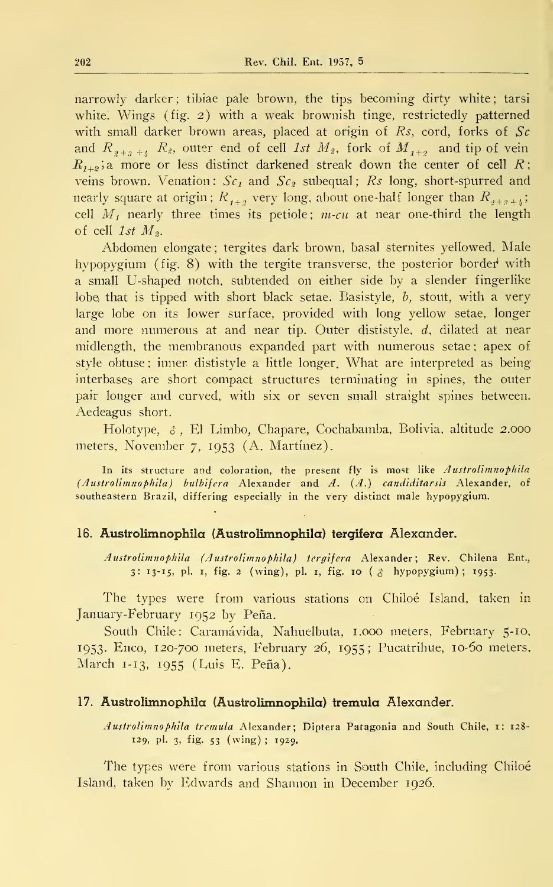narrowly darker; tibiae pale brown, the tips becoming dirty white; tarsi white. Wings (fig. 2) with a weak brownish tinge, restrictedly patterned with small darker brown areas, placed at origin of *Rs*, cord, forks of *Sc* and $R_{2+3+4}$ $R_2$, outer end of cell *1st* $M_2$, fork of $M_{1+2}$ and tip of vein $R_{1+2}$; a more or less distinct darkened streak down the center of cell *R*; veins brown. Venation: $Sc_1$ and $Sc_2$ subequal; *Rs* long, short-spurred and nearly square at origin; $R_{1+2}$ very long, about one-half longer than $R_{2+3+4}$; cell $M_1$ nearly three times its petiole; *m-cu* at near one-third the length of cell *1st* $M_2$.

Abdomen elongate; tergites dark brown, basal sternites yellowed. Male hypopygium (fig. 8) with the tergite transverse, the posterior border with a small U-shaped notch, subtended on either side by a slender fingerlike lobe that is tipped with short black setae. Basistyle, *b*, stout, with a very large lobe on its lower surface, provided with long yellow setae, longer and more numerous at and near tip. Outer dististyle, *d*, dilated at near midlength, the membranous expanded part with numerous setae; apex of style obtuse; inner dististyle a little longer. What are interpreted as being interbases are short compact structures terminating in spines, the outer pair longer and curved, with six or seven small straight spines between. Aedeagus short.

Holotype, ♂, El Limbo, Chapare, Cochabamba, Bolivia, altitude 2.000 meters, November 7, 1953 (A. Martínez).

In its structure and coloration, the present fly is most like *Austrolimnophila (Austrolimnophila) bulbifera* Alexander and *A.* (*A.*) *candiditarsis* Alexander, of southeastern Brazil, differing especially in the very distinct male hypopygium.

### 16. Austrolimnophila (Austrolimnophila) tergifera Alexander.

*Austrolimnophila (Austrolimnophila) tergifera* Alexander; Rev. Chilena Ent., 3: 13-15, pl. 1, fig. 2 (wing), pl. 1, fig. 10 (♂ hypopygium); 1953.

The types were from various stations on Chiloé Island, taken in January-February 1952 by Peña.

South Chile: Caramávida, Nahuelbuta, 1.000 meters, February 5-10, 1953. Enco, 120-700 meters, February 26, 1955; Pucatrihue, 10-60 meters, March 1-13, 1955 (Luis E. Peña).

### 17. Austrolimnophila (Austrolimnophila) tremula Alexander.

*Austrolimnophila tremula* Alexander; Diptera Patagonia and South Chile, 1: 128-129, pl. 3, fig. 53 (wing); 1929.

The types were from various stations in South Chile, including Chiloé Island, taken by Edwards and Shannon in December 1926.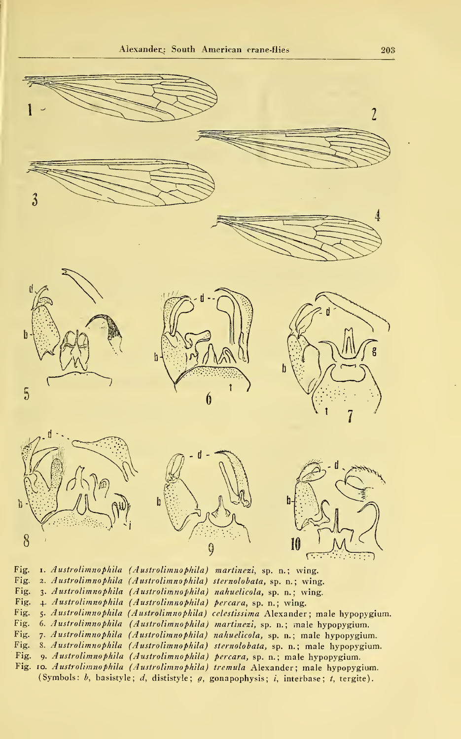Fig. 1. *Austrolimnophila (Austrolimnophila) martinezi*, sp. n.; wing.
Fig. 2. *Austrolimnophila (Austrolimnophila) sternolobata*, sp. n.; wing.
Fig. 3. *Austrolimnophila (Austrolimnophila) nahuelicola*, sp. n.; wing.
Fig. 4. *Austrolimnophila (Austrolimnophila) percara*, sp. n.; wing.
Fig. 5. *Austrolimnophila (Austrolimnophila) celestissima* Alexander; male hypopygium.
Fig. 6. *Austrolimnophila (Austrolimnophila) martinezi*, sp. n.; male hypopygium.
Fig. 7. *Austrolimnophila (Austrolimnophila) nahuelicola*, sp. n.; male hypopygium.
Fig. 8. *Austrolimnophila (Austrolimnophila) sternolobata*, sp. n.; male hypopygium.
Fig. 9. *Austrolimnophila (Austrolimnophila) percara*, sp. n.; male hypopygium.
Fig. 10. *Austrolimnophila (Austrolimnophila) tremula* Alexander; male hypopygium.
(Symbols: *b*, basistyle; *d*, dististyle; *g*, gonapophysis; *i*, interbase; *t*, tergite).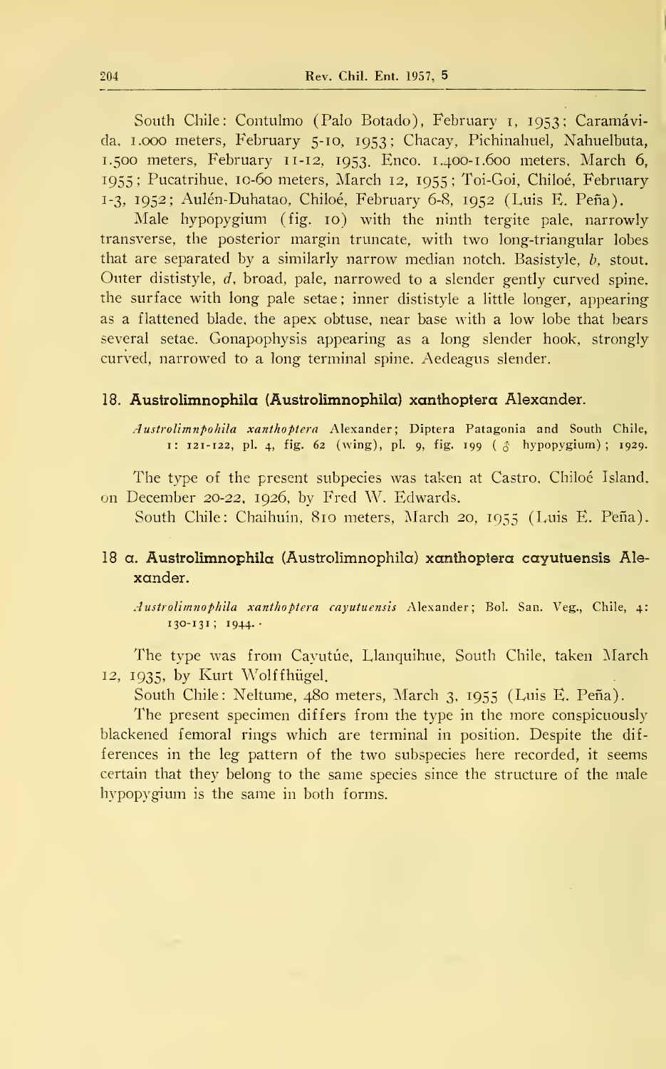South Chile: Contulmo (Palo Botado), February 1, 1953; Caramávida, 1.000 meters, February 5-10, 1953; Chacay, Pichinahuel, Nahuelbuta, 1.500 meters, February 11-12, 1953. Enco. 1.400-1.600 meters, March 6, 1955; Pucatrihue, 10-60 meters, March 12, 1955; Toi-Goi, Chiloé, February 1-3, 1952; Aulén-Duhatao, Chiloé, February 6-8, 1952 (Luis E. Peña).

Male hypopygium (fig. 10) with the ninth tergite pale, narrowly transverse, the posterior margin truncate, with two long-triangular lobes that are separated by a similarly narrow median notch. Basistyle, *b*, stout. Outer dististyle, *d*, broad, pale, narrowed to a slender gently curved spine. the surface with long pale setae; inner dististyle a little longer, appearing as a flattened blade, the apex obtuse, near base with a low lobe that bears several setae. Gonapophysis appearing as a long slender hook, strongly curved, narrowed to a long terminal spine. Aedeagus slender.

### 18. Austrolimnophila (Austrolimnophila) xanthoptera Alexander.

*Austrolimnpohila xanthoptera* Alexander; Diptera Patagonia and South Chile, 1: 121-122, pl. 4, fig. 62 (wing), pl. 9, fig. 199 (♂ hypopygium); 1929.

The type of the present subpecies was taken at Castro, Chiloé Island, on December 20-22, 1926, by Fred W. Edwards.

South Chile: Chaihuin, 810 meters, March 20, 1955 (Luis E. Peña).

### 18 a. Austrolimnophila (Austrolimnophila) xanthoptera cayutuensis Alexander.

*Austrolimnophila xanthoptera cayutuensis* Alexander; Bol. San. Veg., Chile, 4: 130-131; 1944.

The type was from Cayutúe, Llanquihue, South Chile, taken March 12, 1935, by Kurt Wolffhügel.

South Chile: Neltume, 480 meters, March 3, 1955 (Luis E. Peña).

The present specimen differs from the type in the more conspicuously blackened femoral rings which are terminal in position. Despite the differences in the leg pattern of the two subspecies here recorded, it seems certain that they belong to the same species since the structure of the male hypopygium is the same in both forms.